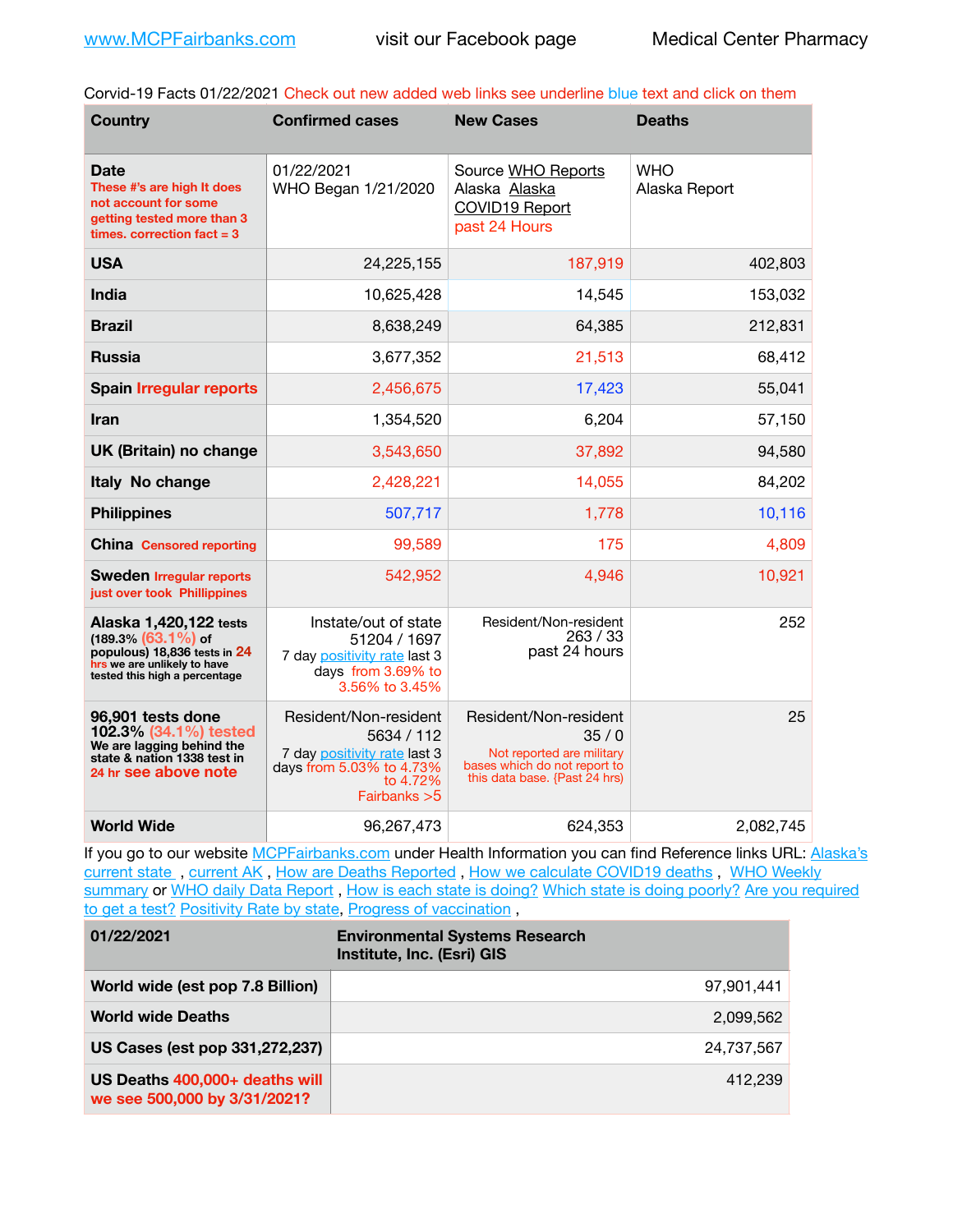www.MCPFairbanks.com visit our Facebook page Medical Center Pharmacy

Corvid-19 Facts 01/22/2021 Check out new added web links see underline blue text and click on them

| Country | Confirmed cases | New Cases | Deaths |
|---|---|---|---|
| **Date** These #'s are high It does not account for some getting tested more than 3 times. correction fact = 3 | 01/22/2021 WHO Began 1/21/2020 | Source WHO Reports Alaska Alaska COVID19 Report past 24 Hours | WHO Alaska Report |
| **USA** | 24,225,155 | 187,919 | 402,803 |
| **India** | 10,625,428 | 14,545 | 153,032 |
| **Brazil** | 8,638,249 | 64,385 | 212,831 |
| **Russia** | 3,677,352 | 21,513 | 68,412 |
| **Spain Irregular reports** | 2,456,675 | 17,423 | 55,041 |
| **Iran** | 1,354,520 | 6,204 | 57,150 |
| **UK (Britain) no change** | 3,543,650 | 37,892 | 94,580 |
| **Italy No change** | 2,428,221 | 14,055 | 84,202 |
| **Philippines** | 507,717 | 1,778 | 10,116 |
| **China** Censored reporting | 99,589 | 175 | 4,809 |
| **Sweden** Irregular reports just over took Phillippines | 542,952 | 4,946 | 10,921 |
| **Alaska 1,420,122** tests (189.3% (63.1%) of populous) 18,836 tests in 24 hrs we are unlikely to have tested this high a percentage | Instate/out of state 51204 / 1697 7 day positivity rate last 3 days from 3.69% to 3.56% to 3.45% | Resident/Non-resident 263 / 33 past 24 hours | 252 |
| **96,901 tests done 102.3% (34.1%) tested** We are lagging behind the state & nation 1338 test in 24 hr see above note | Resident/Non-resident 5634 / 112 7 day positivity rate last 3 days from 5.03% to 4.73% to 4.72% Fairbanks >5 | Resident/Non-resident 35 / 0 Not reported are military bases which do not report to this data base. {Past 24 hrs) | 25 |
| **World Wide** | 96,267,473 | 624,353 | 2,082,745 |

If you go to our website MCPFairbanks.com under Health Information you can find Reference links URL: Alaska's current state , current AK , How are Deaths Reported , How we calculate COVID19 deaths , WHO Weekly summary or WHO daily Data Report , How is each state is doing? Which state is doing poorly? Are you required to get a test? Positivity Rate by state, Progress of vaccination ,

| 01/22/2021 | Environmental Systems Research Institute, Inc. (Esri) GIS |
|---|---|
| **World wide (est pop 7.8 Billion)** | 97,901,441 |
| **World wide Deaths** | 2,099,562 |
| **US Cases (est pop 331,272,237)** | 24,737,567 |
| **US Deaths 400,000+ deaths will we see 500,000 by 3/31/2021?** | 412,239 |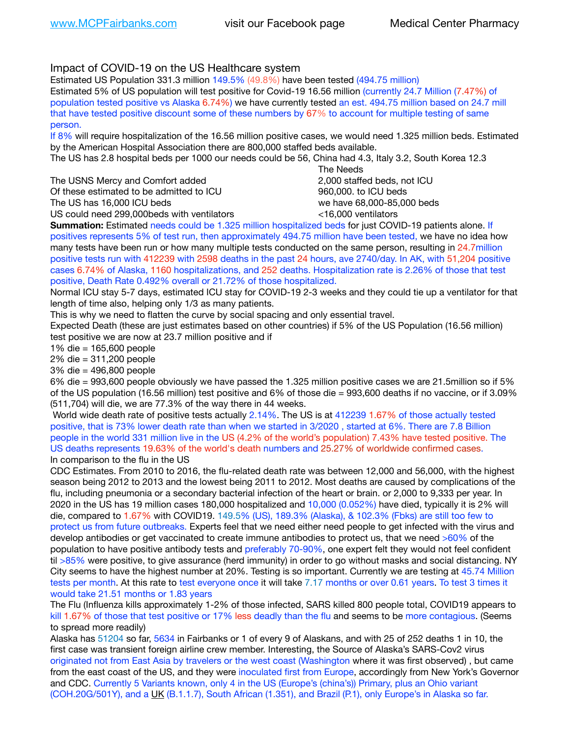www.MCPFairbanks.com visit our Facebook page Medical Center Pharmacy

## Impact of COVID-19 on the US Healthcare system

Estimated US Population 331.3 million 149.5% (49.8%) have been tested (494.75 million)

Estimated 5% of US population will test positive for Covid-19 16.56 million (currently 24.7 Million (7.47%) of population tested positive vs Alaska 6.74%) we have currently tested an est. 494.75 million based on 24.7 mill that have tested positive discount some of these numbers by 67% to account for multiple testing of same person.

If 8% will require hospitalization of the 16.56 million positive cases, we would need 1.325 million beds. Estimated by the American Hospital Association there are 800,000 staffed beds available.

The US has 2.8 hospital beds per 1000 our needs could be 56, China had 4.3, Italy 3.2, South Korea 12.3

| | The Needs |
|---|---|
| The USNS Mercy and Comfort added | 2,000 staffed beds, not ICU |
| Of these estimated to be admitted to ICU | 960,000. to ICU beds |
| The US has 16,000 ICU beds | we have 68,000-85,000 beds |
| US could need 299,000beds with ventilators | <16,000 ventilators |

**Summation:** Estimated needs could be 1.325 million hospitalized beds for just COVID-19 patients alone. If positives represents 5% of test run, then approximately 494.75 million have been tested, we have no idea how many tests have been run or how many multiple tests conducted on the same person, resulting in 24.7million positive tests run with 412239 with 2598 deaths in the past 24 hours, ave 2740/day. In AK, with 51,204 positive cases 6.74% of Alaska, 1160 hospitalizations, and 252 deaths. Hospitalization rate is 2.26% of those that test positive, Death Rate 0.492% overall or 21.72% of those hospitalized.

Normal ICU stay 5-7 days, estimated ICU stay for COVID-19 2-3 weeks and they could tie up a ventilator for that length of time also, helping only 1/3 as many patients.

This is why we need to flatten the curve by social spacing and only essential travel.

Expected Death (these are just estimates based on other countries) if 5% of the US Population (16.56 million) test positive we are now at 23.7 million positive and if

1% die = 165,600 people
2% die = 311,200 people
3% die = 496,800 people
6% die = 993,600 people obviously we have passed the 1.325 million positive cases we are 21.5million so if 5% of the US population (16.56 million) test positive and 6% of those die = 993,600 deaths if no vaccine, or if 3.09% (511,704) will die, we are 77.3% of the way there in 44 weeks.

World wide death rate of positive tests actually 2.14%. The US is at 412239 1.67% of those actually tested positive, that is 73% lower death rate than when we started in 3/2020 , started at 6%. There are 7.8 Billion people in the world 331 million live in the US (4.2% of the world's population) 7.43% have tested positive. The US deaths represents 19.63% of the world's death numbers and 25.27% of worldwide confirmed cases.

In comparison to the flu in the US

CDC Estimates. From 2010 to 2016, the flu-related death rate was between 12,000 and 56,000, with the highest season being 2012 to 2013 and the lowest being 2011 to 2012. Most deaths are caused by complications of the flu, including pneumonia or a secondary bacterial infection of the heart or brain. or 2,000 to 9,333 per year. In 2020 in the US has 19 million cases 180,000 hospitalized and 10,000 (0.052%) have died, typically it is 2% will die, compared to 1.67% with COVID19. 149.5% (US), 189.3% (Alaska), & 102.3% (Fbks) are still too few to protect us from future outbreaks. Experts feel that we need either need people to get infected with the virus and develop antibodies or get vaccinated to create immune antibodies to protect us, that we need >60% of the population to have positive antibody tests and preferably 70-90%, one expert felt they would not feel confident til >85% were positive, to give assurance (herd immunity) in order to go without masks and social distancing. NY City seems to have the highest number at 20%. Testing is so important. Currently we are testing at 45.74 Million tests per month. At this rate to test everyone once it will take 7.17 months or over 0.61 years. To test 3 times it would take 21.51 months or 1.83 years

The Flu (Influenza kills approximately 1-2% of those infected, SARS killed 800 people total, COVID19 appears to kill 1.67% of those that test positive or 17% less deadly than the flu and seems to be more contagious. (Seems to spread more readily)

Alaska has 51204 so far, 5634 in Fairbanks or 1 of every 9 of Alaskans, and with 25 of 252 deaths 1 in 10, the first case was transient foreign airline crew member. Interesting, the Source of Alaska's SARS-Cov2 virus originated not from East Asia by travelers or the west coast (Washington where it was first observed) , but came from the east coast of the US, and they were inoculated first from Europe, accordingly from New York's Governor and CDC. Currently 5 Variants known, only 4 in the US (Europe's (china's)) Primary, plus an Ohio variant (COH.20G/501Y), and a UK (B.1.1.7), South African (1.351), and Brazil (P.1), only Europe's in Alaska so far.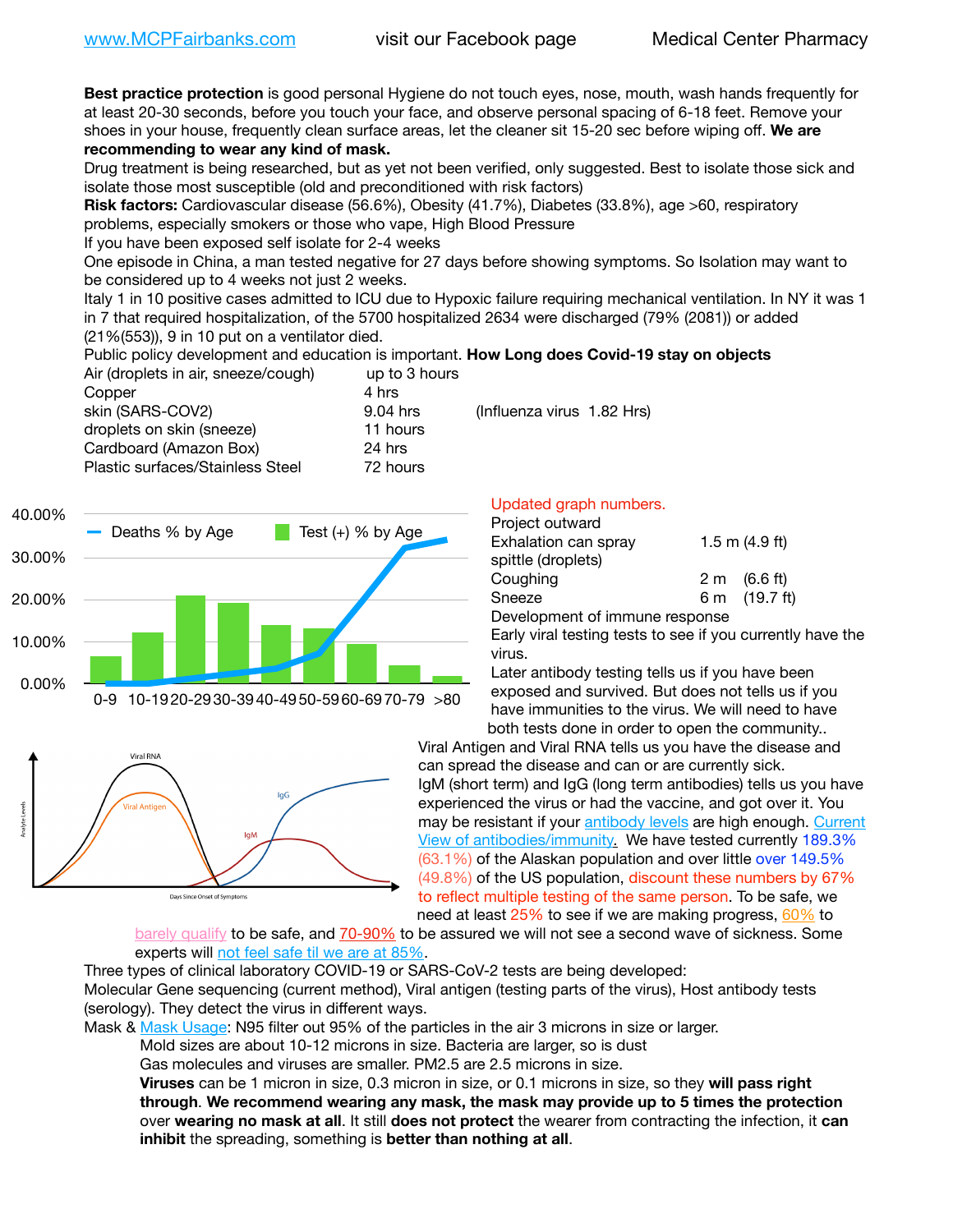www.MCPFairbanks.com visit our Facebook page Medical Center Pharmacy

**Best practice protection** is good personal Hygiene do not touch eyes, nose, mouth, wash hands frequently for at least 20-30 seconds, before you touch your face, and observe personal spacing of 6-18 feet. Remove your shoes in your house, frequently clean surface areas, let the cleaner sit 15-20 sec before wiping off. **We are recommending to wear any kind of mask.**

Drug treatment is being researched, but as yet not been verified, only suggested. Best to isolate those sick and isolate those most susceptible (old and preconditioned with risk factors)

**Risk factors:** Cardiovascular disease (56.6%), Obesity (41.7%), Diabetes (33.8%), age >60, respiratory problems, especially smokers or those who vape, High Blood Pressure

If you have been exposed self isolate for 2-4 weeks

One episode in China, a man tested negative for 27 days before showing symptoms. So Isolation may want to be considered up to 4 weeks not just 2 weeks.

Italy 1 in 10 positive cases admitted to ICU due to Hypoxic failure requiring mechanical ventilation. In NY it was 1 in 7 that required hospitalization, of the 5700 hospitalized 2634 were discharged (79% (2081)) or added (21%(553)), 9 in 10 put on a ventilator died.

Public policy development and education is important. **How Long does Covid-19 stay on objects**

| Object | Time | |
|---|---|---|
| Air (droplets in air, sneeze/cough) | up to 3 hours | |
| Copper | 4 hrs | |
| skin (SARS-COV2) | 9.04 hrs | (Influenza virus 1.82 Hrs) |
| droplets on skin (sneeze) | 11 hours | |
| Cardboard (Amazon Box) | 24 hrs | |
| Plastic surfaces/Stainless Steel | 72 hours | |

Updated graph numbers.

Project outward

| | |
|---|---|
| Exhalation can spray spittle (droplets) | 1.5 m (4.9 ft) |
| Coughing | 2 m (6.6 ft) |
| Sneeze | 6 m (19.7 ft) |

Development of immune response

Early viral testing tests to see if you currently have the virus.

Later antibody testing tells us if you have been exposed and survived. But does not tells us if you have immunities to the virus. We will need to have both tests done in order to open the community..

Viral Antigen and Viral RNA tells us you have the disease and can spread the disease and can or are currently sick.

IgM (short term) and IgG (long term antibodies) tells us you have experienced the virus or had the vaccine, and got over it. You may be resistant if your antibody levels are high enough. Current View of antibodies/immunity. We have tested currently 189.3% (63.1%) of the Alaskan population and over little over 149.5% (49.8%) of the US population, discount these numbers by 67% to reflect multiple testing of the same person. To be safe, we need at least 25% to see if we are making progress, 60% to barely qualify to be safe, and 70-90% to be assured we will not see a second wave of sickness. Some experts will not feel safe til we are at 85%.

Three types of clinical laboratory COVID-19 or SARS-CoV-2 tests are being developed:

Molecular Gene sequencing (current method), Viral antigen (testing parts of the virus), Host antibody tests (serology). They detect the virus in different ways.

Mask & Mask Usage: N95 filter out 95% of the particles in the air 3 microns in size or larger.

Mold sizes are about 10-12 microns in size. Bacteria are larger, so is dust

Gas molecules and viruses are smaller. PM2.5 are 2.5 microns in size.

**Viruses** can be 1 micron in size, 0.3 micron in size, or 0.1 microns in size, so they **will pass right through**. **We recommend wearing any mask, the mask may provide up to 5 times the protection** over **wearing no mask at all**. It still **does not protect** the wearer from contracting the infection, it **can inhibit** the spreading, something is **better than nothing at all**.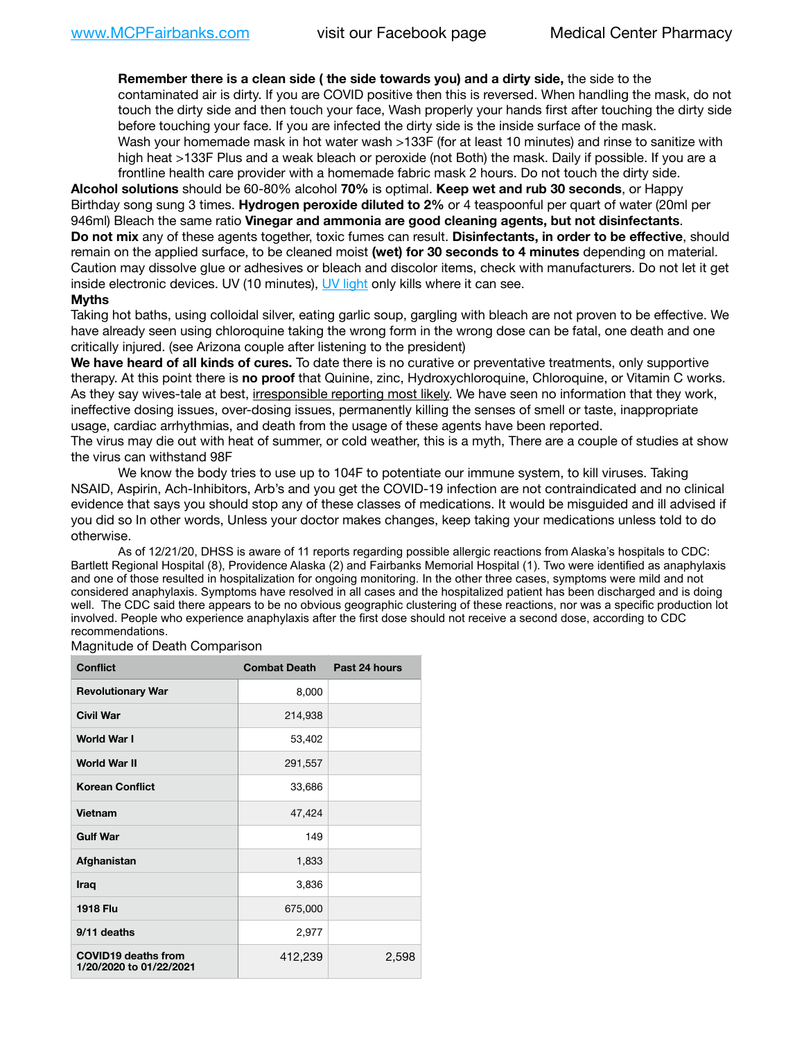**Remember there is a clean side ( the side towards you) and a dirty side,** the side to the contaminated air is dirty. If you are COVID positive then this is reversed. When handling the mask, do not touch the dirty side and then touch your face, Wash properly your hands first after touching the dirty side before touching your face. If you are infected the dirty side is the inside surface of the mask.
Wash your homemade mask in hot water wash >133F (for at least 10 minutes) and rinse to sanitize with high heat >133F Plus and a weak bleach or peroxide (not Both) the mask. Daily if possible. If you are a frontline health care provider with a homemade fabric mask 2 hours. Do not touch the dirty side.

**Alcohol solutions** should be 60-80% alcohol **70%** is optimal. **Keep wet and rub 30 seconds**, or Happy Birthday song sung 3 times. **Hydrogen peroxide diluted to 2%** or 4 teaspoonful per quart of water (20ml per 946ml) Bleach the same ratio **Vinegar and ammonia are good cleaning agents, but not disinfectants**.
**Do not mix** any of these agents together, toxic fumes can result. **Disinfectants, in order to be effective**, should remain on the applied surface, to be cleaned moist **(wet) for 30 seconds to 4 minutes** depending on material. Caution may dissolve glue or adhesives or bleach and discolor items, check with manufacturers. Do not let it get inside electronic devices. UV (10 minutes), UV light only kills where it can see.

**Myths**

Taking hot baths, using colloidal silver, eating garlic soup, gargling with bleach are not proven to be effective. We have already seen using chloroquine taking the wrong form in the wrong dose can be fatal, one death and one critically injured. (see Arizona couple after listening to the president)

**We have heard of all kinds of cures.** To date there is no curative or preventative treatments, only supportive therapy. At this point there is **no proof** that Quinine, zinc, Hydroxychloroquine, Chloroquine, or Vitamin C works. As they say wives-tale at best, irresponsible reporting most likely. We have seen no information that they work, ineffective dosing issues, over-dosing issues, permanently killing the senses of smell or taste, inappropriate usage, cardiac arrhythmias, and death from the usage of these agents have been reported.

The virus may die out with heat of summer, or cold weather, this is a myth, There are a couple of studies at show the virus can withstand 98F

We know the body tries to use up to 104F to potentiate our immune system, to kill viruses. Taking NSAID, Aspirin, Ach-Inhibitors, Arb's and you get the COVID-19 infection are not contraindicated and no clinical evidence that says you should stop any of these classes of medications. It would be misguided and ill advised if you did so In other words, Unless your doctor makes changes, keep taking your medications unless told to do otherwise.

As of 12/21/20, DHSS is aware of 11 reports regarding possible allergic reactions from Alaska's hospitals to CDC: Bartlett Regional Hospital (8), Providence Alaska (2) and Fairbanks Memorial Hospital (1). Two were identified as anaphylaxis and one of those resulted in hospitalization for ongoing monitoring. In the other three cases, symptoms were mild and not considered anaphylaxis. Symptoms have resolved in all cases and the hospitalized patient has been discharged and is doing well. The CDC said there appears to be no obvious geographic clustering of these reactions, nor was a specific production lot involved. People who experience anaphylaxis after the first dose should not receive a second dose, according to CDC recommendations.

Magnitude of Death Comparison

| Conflict | Combat Death | Past 24 hours |
|---|---|---|
| Revolutionary War | 8,000 | |
| Civil War | 214,938 | |
| World War I | 53,402 | |
| World War II | 291,557 | |
| Korean Conflict | 33,686 | |
| Vietnam | 47,424 | |
| Gulf War | 149 | |
| Afghanistan | 1,833 | |
| Iraq | 3,836 | |
| 1918 Flu | 675,000 | |
| 9/11 deaths | 2,977 | |
| COVID19 deaths from 1/20/2020 to 01/22/2021 | 412,239 | 2,598 |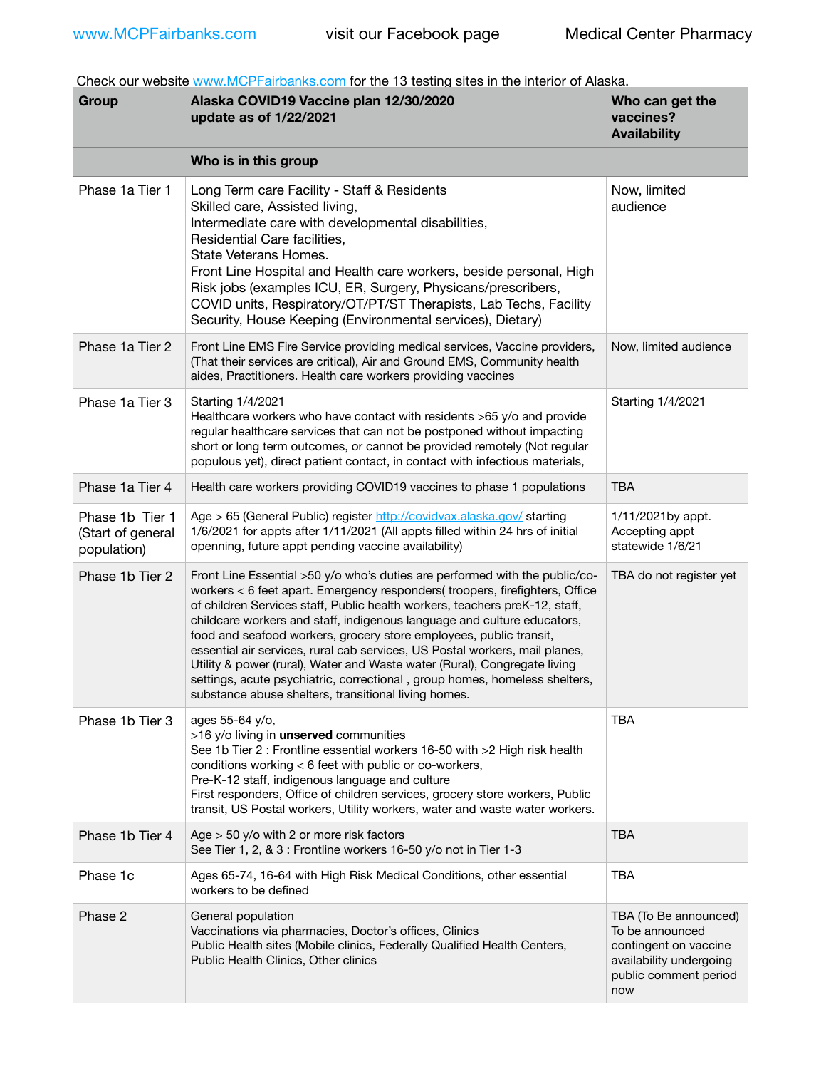www.MCPFairbanks.com visit our Facebook page Medical Center Pharmacy

Check our website www.MCPFairbanks.com for the 13 testing sites in the interior of Alaska.

| Group | Alaska COVID19 Vaccine plan 12/30/2020 update as of 1/22/2021 | Who can get the vaccines? Availability |
|---|---|---|
| | **Who is in this group** | |
| Phase 1a Tier 1 | Long Term care Facility - Staff & Residents<br>Skilled care, Assisted living,<br>Intermediate care with developmental disabilities,<br>Residential Care facilities,<br>State Veterans Homes.<br>Front Line Hospital and Health care workers, beside personal, High Risk jobs (examples ICU, ER, Surgery, Physicans/prescribers, COVID units, Respiratory/OT/PT/ST Therapists, Lab Techs, Facility Security, House Keeping (Environmental services), Dietary) | Now, limited audience |
| Phase 1a Tier 2 | Front Line EMS Fire Service providing medical services, Vaccine providers, (That their services are critical), Air and Ground EMS, Community health aides, Practitioners. Health care workers providing vaccines | Now, limited audience |
| Phase 1a Tier 3 | Starting 1/4/2021<br>Healthcare workers who have contact with residents >65 y/o and provide regular healthcare services that can not be postponed without impacting short or long term outcomes, or cannot be provided remotely (Not regular populous yet), direct patient contact, in contact with infectious materials, | Starting 1/4/2021 |
| Phase 1a Tier 4 | Health care workers providing COVID19 vaccines to phase 1 populations | TBA |
| Phase 1b Tier 1 (Start of general population) | Age > 65 (General Public) register http://covidvax.alaska.gov/ starting 1/6/2021 for appts after 1/11/2021 (All appts filled within 24 hrs of initial openning, future appt pending vaccine availability) | 1/11/2021by appt. Accepting appt statewide 1/6/21 |
| Phase 1b Tier 2 | Front Line Essential >50 y/o who's duties are performed with the public/co-workers < 6 feet apart. Emergency responders( troopers, firefighters, Office of children Services staff, Public health workers, teachers preK-12, staff, childcare workers and staff, indigenous language and culture educators, food and seafood workers, grocery store employees, public transit, essential air services, rural cab services, US Postal workers, mail planes, Utility & power (rural), Water and Waste water (Rural), Congregate living settings, acute psychiatric, correctional , group homes, homeless shelters, substance abuse shelters, transitional living homes. | TBA do not register yet |
| Phase 1b Tier 3 | ages 55-64 y/o,<br>>16 y/o living in **unserved** communities<br>See 1b Tier 2 : Frontline essential workers 16-50 with >2 High risk health conditions working < 6 feet with public or co-workers,<br>Pre-K-12 staff, indigenous language and culture<br>First responders, Office of children services, grocery store workers, Public transit, US Postal workers, Utility workers, water and waste water workers. | TBA |
| Phase 1b Tier 4 | Age > 50 y/o with 2 or more risk factors<br>See Tier 1, 2, & 3 : Frontline workers 16-50 y/o not in Tier 1-3 | TBA |
| Phase 1c | Ages 65-74, 16-64 with High Risk Medical Conditions, other essential workers to be defined | TBA |
| Phase 2 | General population<br>Vaccinations via pharmacies, Doctor's offices, Clinics<br>Public Health sites (Mobile clinics, Federally Qualified Health Centers, Public Health Clinics, Other clinics | TBA (To Be announced) To be announced contingent on vaccine availability undergoing public comment period now |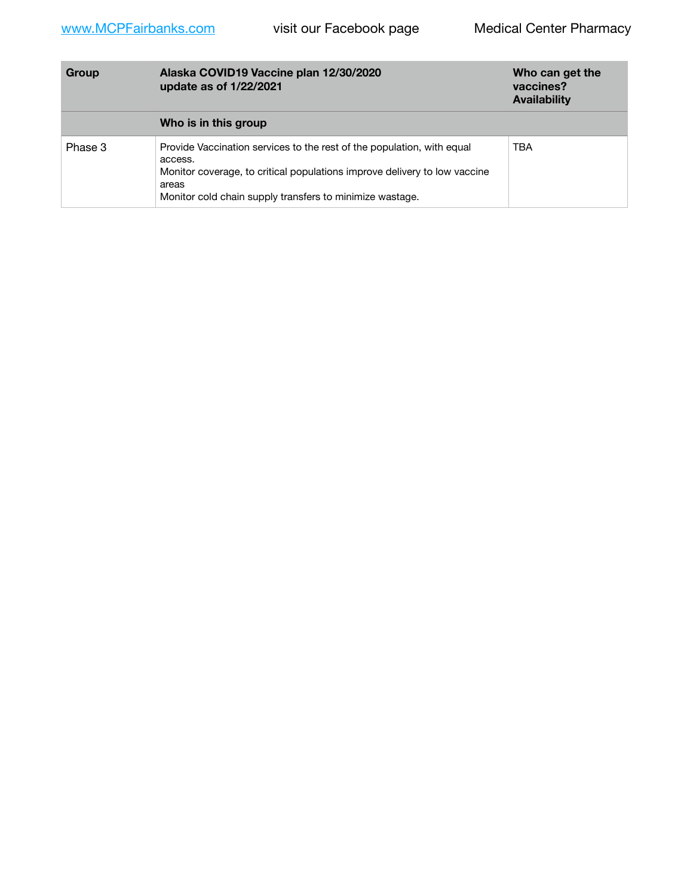| Group | Alaska COVID19 Vaccine plan 12/30/2020 update as of 1/22/2021 | Who can get the vaccines? Availability |
|---|---|---|
| | **Who is in this group** | |
| Phase 3 | Provide Vaccination services to the rest of the population, with equal access.<br>Monitor coverage, to critical populations improve delivery to low vaccine areas<br>Monitor cold chain supply transfers to minimize wastage. | TBA |